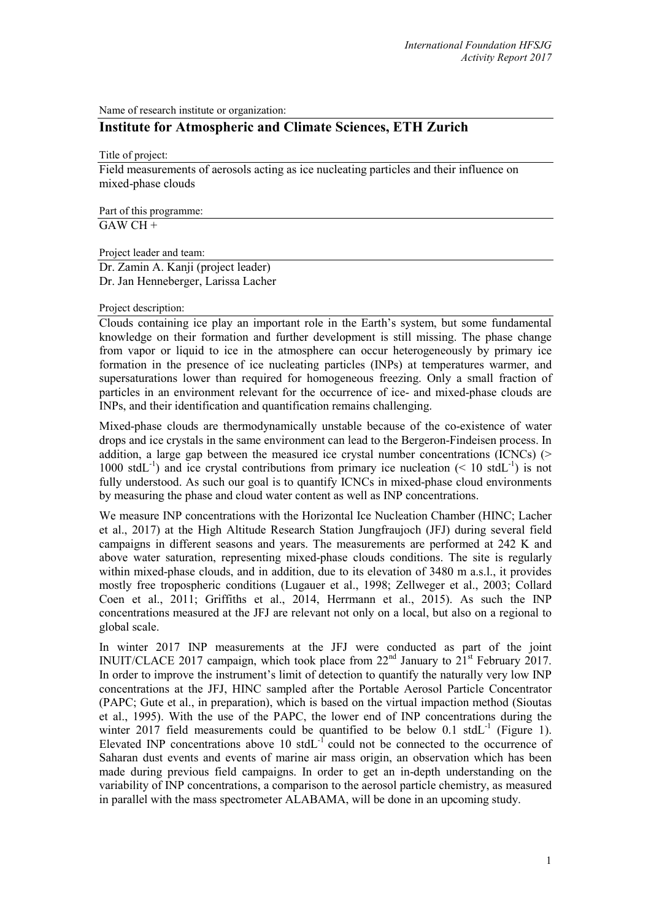Name of research institute or organization:

## Institute for Atmospheric and Climate Sciences, ETH Zurich

Title of project:

Field measurements of aerosols acting as ice nucleating particles and their influence on mixed-phase clouds

Part of this programme:

GAW CH +

Project leader and team:

Dr. Zamin A. Kanji (project leader)
Dr. Jan Henneberger, Larissa Lacher

Project description:

Clouds containing ice play an important role in the Earth's system, but some fundamental knowledge on their formation and further development is still missing. The phase change from vapor or liquid to ice in the atmosphere can occur heterogeneously by primary ice formation in the presence of ice nucleating particles (INPs) at temperatures warmer, and supersaturations lower than required for homogeneous freezing. Only a small fraction of particles in an environment relevant for the occurrence of ice- and mixed-phase clouds are INPs, and their identification and quantification remains challenging.

Mixed-phase clouds are thermodynamically unstable because of the co-existence of water drops and ice crystals in the same environment can lead to the Bergeron-Findeisen process. In addition, a large gap between the measured ice crystal number concentrations (ICNCs) (> 1000 stdL$^{-1}$) and ice crystal contributions from primary ice nucleation (< 10 stdL$^{-1}$) is not fully understood. As such our goal is to quantify ICNCs in mixed-phase cloud environments by measuring the phase and cloud water content as well as INP concentrations.

We measure INP concentrations with the Horizontal Ice Nucleation Chamber (HINC; Lacher et al., 2017) at the High Altitude Research Station Jungfraujoch (JFJ) during several field campaigns in different seasons and years. The measurements are performed at 242 K and above water saturation, representing mixed-phase clouds conditions. The site is regularly within mixed-phase clouds, and in addition, due to its elevation of 3480 m a.s.l., it provides mostly free tropospheric conditions (Lugauer et al., 1998; Zellweger et al., 2003; Collard Coen et al., 2011; Griffiths et al., 2014, Herrmann et al., 2015). As such the INP concentrations measured at the JFJ are relevant not only on a local, but also on a regional to global scale.

In winter 2017 INP measurements at the JFJ were conducted as part of the joint INUIT/CLACE 2017 campaign, which took place from 22$^{nd}$ January to 21$^{st}$ February 2017. In order to improve the instrument's limit of detection to quantify the naturally very low INP concentrations at the JFJ, HINC sampled after the Portable Aerosol Particle Concentrator (PAPC; Gute et al., in preparation), which is based on the virtual impaction method (Sioutas et al., 1995). With the use of the PAPC, the lower end of INP concentrations during the winter 2017 field measurements could be quantified to be below 0.1 stdL$^{-1}$ (Figure 1). Elevated INP concentrations above 10 stdL$^{-1}$ could not be connected to the occurrence of Saharan dust events and events of marine air mass origin, an observation which has been made during previous field campaigns. In order to get an in-depth understanding on the variability of INP concentrations, a comparison to the aerosol particle chemistry, as measured in parallel with the mass spectrometer ALABAMA, will be done in an upcoming study.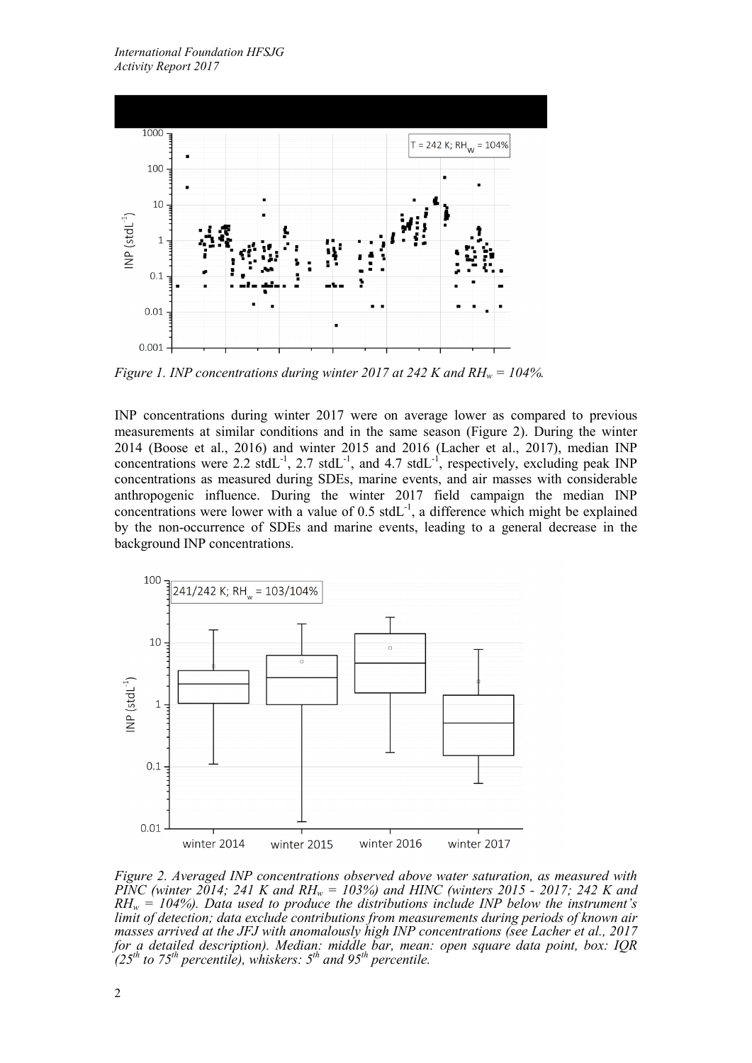*Figure 1. INP concentrations during winter 2017 at 242 K and $RH_w$ = 104%.*

INP concentrations during winter 2017 were on average lower as compared to previous measurements at similar conditions and in the same season (Figure 2). During the winter 2014 (Boose et al., 2016) and winter 2015 and 2016 (Lacher et al., 2017), median INP concentrations were 2.2 $stdL^{-1}$, 2.7 $stdL^{-1}$, and 4.7 $stdL^{-1}$, respectively, excluding peak INP concentrations as measured during SDEs, marine events, and air masses with considerable anthropogenic influence. During the winter 2017 field campaign the median INP concentrations were lower with a value of 0.5 $stdL^{-1}$, a difference which might be explained by the non-occurrence of SDEs and marine events, leading to a general decrease in the background INP concentrations.

*Figure 2. Averaged INP concentrations observed above water saturation, as measured with PINC (winter 2014; 241 K and $RH_w$ = 103%) and HINC (winters 2015 - 2017; 242 K and $RH_w$ = 104%). Data used to produce the distributions include INP below the instrument's limit of detection; data exclude contributions from measurements during periods of known air masses arrived at the JFJ with anomalously high INP concentrations (see Lacher et al., 2017 for a detailed description). Median: middle bar, mean: open square data point, box: IQR ($25^{th}$ to $75^{th}$ percentile), whiskers: $5^{th}$ and $95^{th}$ percentile.*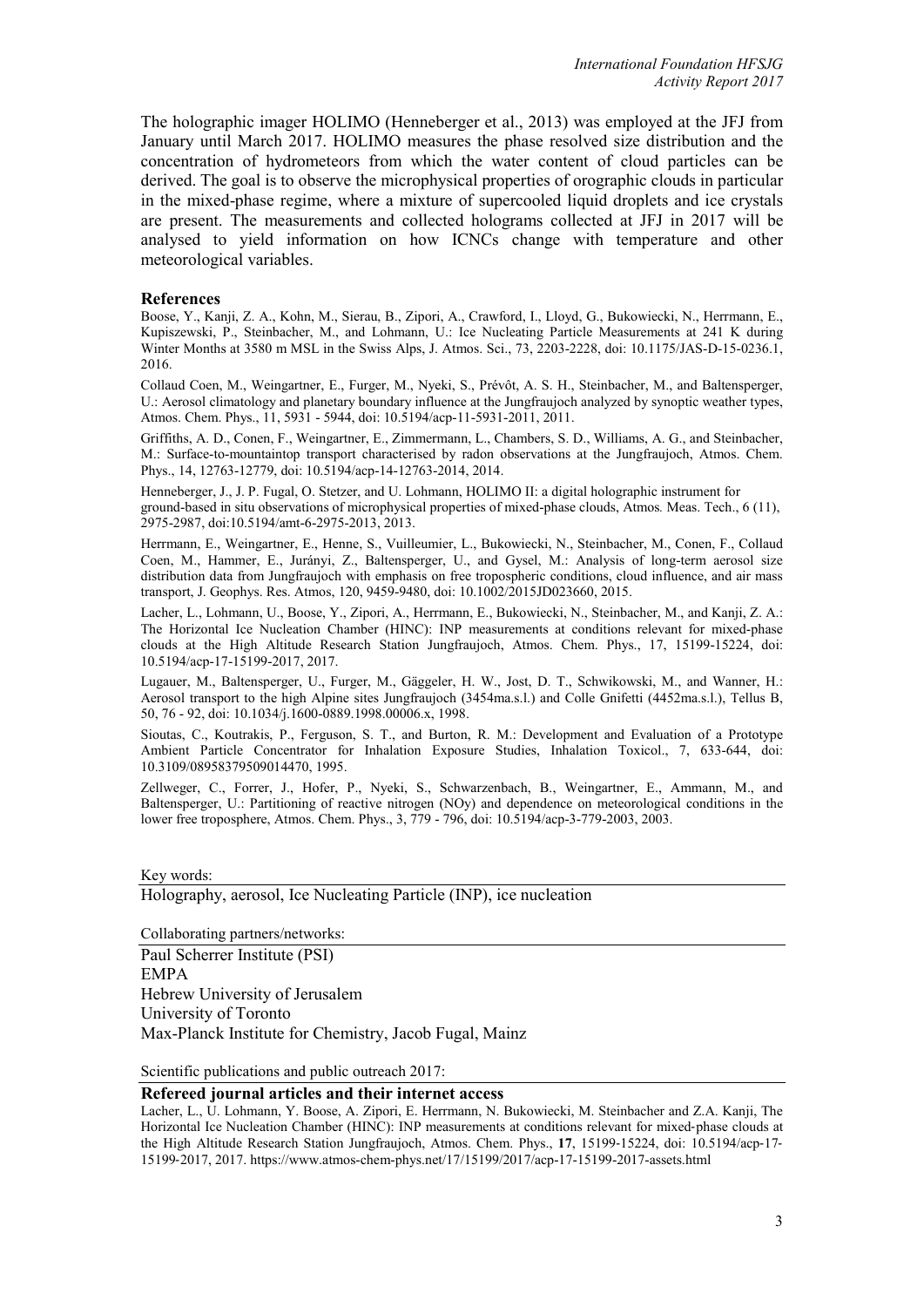The holographic imager HOLIMO (Henneberger et al., 2013) was employed at the JFJ from January until March 2017. HOLIMO measures the phase resolved size distribution and the concentration of hydrometeors from which the water content of cloud particles can be derived. The goal is to observe the microphysical properties of orographic clouds in particular in the mixed-phase regime, where a mixture of supercooled liquid droplets and ice crystals are present. The measurements and collected holograms collected at JFJ in 2017 will be analysed to yield information on how ICNCs change with temperature and other meteorological variables.

### References

Boose, Y., Kanji, Z. A., Kohn, M., Sierau, B., Zipori, A., Crawford, I., Lloyd, G., Bukowiecki, N., Herrmann, E., Kupiszewski, P., Steinbacher, M., and Lohmann, U.: Ice Nucleating Particle Measurements at 241 K during Winter Months at 3580 m MSL in the Swiss Alps, J. Atmos. Sci., 73, 2203-2228, doi: 10.1175/JAS-D-15-0236.1, 2016.

Collaud Coen, M., Weingartner, E., Furger, M., Nyeki, S., Prévôt, A. S. H., Steinbacher, M., and Baltensperger, U.: Aerosol climatology and planetary boundary influence at the Jungfraujoch analyzed by synoptic weather types, Atmos. Chem. Phys., 11, 5931 - 5944, doi: 10.5194/acp-11-5931-2011, 2011.

Griffiths, A. D., Conen, F., Weingartner, E., Zimmermann, L., Chambers, S. D., Williams, A. G., and Steinbacher, M.: Surface-to-mountaintop transport characterised by radon observations at the Jungfraujoch, Atmos. Chem. Phys., 14, 12763-12779, doi: 10.5194/acp-14-12763-2014, 2014.

Henneberger, J., J. P. Fugal, O. Stetzer, and U. Lohmann, HOLIMO II: a digital holographic instrument for ground-based in situ observations of microphysical properties of mixed-phase clouds, Atmos. Meas. Tech., 6 (11), 2975-2987, doi:10.5194/amt-6-2975-2013, 2013.

Herrmann, E., Weingartner, E., Henne, S., Vuilleumier, L., Bukowiecki, N., Steinbacher, M., Conen, F., Collaud Coen, M., Hammer, E., Jurányi, Z., Baltensperger, U., and Gysel, M.: Analysis of long-term aerosol size distribution data from Jungfraujoch with emphasis on free tropospheric conditions, cloud influence, and air mass transport, J. Geophys. Res. Atmos, 120, 9459-9480, doi: 10.1002/2015JD023660, 2015.

Lacher, L., Lohmann, U., Boose, Y., Zipori, A., Herrmann, E., Bukowiecki, N., Steinbacher, M., and Kanji, Z. A.: The Horizontal Ice Nucleation Chamber (HINC): INP measurements at conditions relevant for mixed-phase clouds at the High Altitude Research Station Jungfraujoch, Atmos. Chem. Phys., 17, 15199-15224, doi: 10.5194/acp-17-15199-2017, 2017.

Lugauer, M., Baltensperger, U., Furger, M., Gäggeler, H. W., Jost, D. T., Schwikowski, M., and Wanner, H.: Aerosol transport to the high Alpine sites Jungfraujoch (3454ma.s.l.) and Colle Gnifetti (4452ma.s.l.), Tellus B, 50, 76 - 92, doi: 10.1034/j.1600-0889.1998.00006.x, 1998.

Sioutas, C., Koutrakis, P., Ferguson, S. T., and Burton, R. M.: Development and Evaluation of a Prototype Ambient Particle Concentrator for Inhalation Exposure Studies, Inhalation Toxicol., 7, 633-644, doi: 10.3109/08958379509014470, 1995.

Zellweger, C., Forrer, J., Hofer, P., Nyeki, S., Schwarzenbach, B., Weingartner, E., Ammann, M., and Baltensperger, U.: Partitioning of reactive nitrogen (NOy) and dependence on meteorological conditions in the lower free troposphere, Atmos. Chem. Phys., 3, 779 - 796, doi: 10.5194/acp-3-779-2003, 2003.

Key words:

Holography, aerosol, Ice Nucleating Particle (INP), ice nucleation

Collaborating partners/networks:

Paul Scherrer Institute (PSI)
EMPA
Hebrew University of Jerusalem
University of Toronto
Max-Planck Institute for Chemistry, Jacob Fugal, Mainz

Scientific publications and public outreach 2017:

### Refereed journal articles and their internet access

Lacher, L., U. Lohmann, Y. Boose, A. Zipori, E. Herrmann, N. Bukowiecki, M. Steinbacher and Z.A. Kanji, The Horizontal Ice Nucleation Chamber (HINC): INP measurements at conditions relevant for mixed-phase clouds at the High Altitude Research Station Jungfraujoch, Atmos. Chem. Phys., **17**, 15199-15224, doi: 10.5194/acp-17-15199-2017, 2017. https://www.atmos-chem-phys.net/17/15199/2017/acp-17-15199-2017-assets.html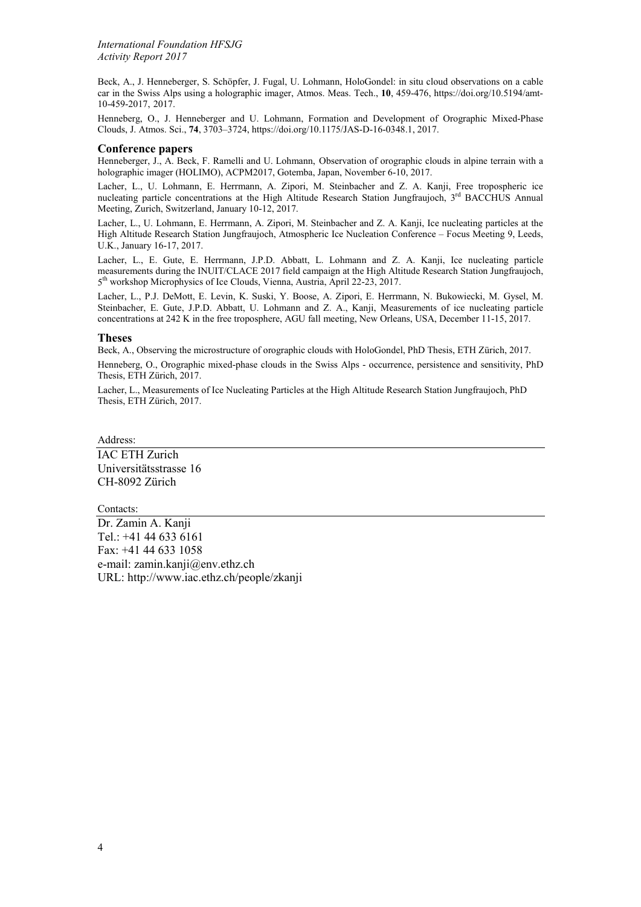Beck, A., J. Henneberger, S. Schöpfer, J. Fugal, U. Lohmann, HoloGondel: in situ cloud observations on a cable car in the Swiss Alps using a holographic imager, Atmos. Meas. Tech., **10**, 459-476, https://doi.org/10.5194/amt-10-459-2017, 2017.

Henneberg, O., J. Henneberger and U. Lohmann, Formation and Development of Orographic Mixed-Phase Clouds, J. Atmos. Sci., **74**, 3703–3724, https://doi.org/10.1175/JAS-D-16-0348.1, 2017.

## Conference papers

Henneberger, J., A. Beck, F. Ramelli and U. Lohmann, Observation of orographic clouds in alpine terrain with a holographic imager (HOLIMO), ACPM2017, Gotemba, Japan, November 6-10, 2017.

Lacher, L., U. Lohmann, E. Herrmann, A. Zipori, M. Steinbacher and Z. A. Kanji, Free tropospheric ice nucleating particle concentrations at the High Altitude Research Station Jungfraujoch, 3rd BACCHUS Annual Meeting, Zurich, Switzerland, January 10-12, 2017.

Lacher, L., U. Lohmann, E. Herrmann, A. Zipori, M. Steinbacher and Z. A. Kanji, Ice nucleating particles at the High Altitude Research Station Jungfraujoch, Atmospheric Ice Nucleation Conference – Focus Meeting 9, Leeds, U.K., January 16-17, 2017.

Lacher, L., E. Gute, E. Herrmann, J.P.D. Abbatt, L. Lohmann and Z. A. Kanji, Ice nucleating particle measurements during the INUIT/CLACE 2017 field campaign at the High Altitude Research Station Jungfraujoch, 5th workshop Microphysics of Ice Clouds, Vienna, Austria, April 22-23, 2017.

Lacher, L., P.J. DeMott, E. Levin, K. Suski, Y. Boose, A. Zipori, E. Herrmann, N. Bukowiecki, M. Gysel, M. Steinbacher, E. Gute, J.P.D. Abbatt, U. Lohmann and Z. A., Kanji, Measurements of ice nucleating particle concentrations at 242 K in the free troposphere, AGU fall meeting, New Orleans, USA, December 11-15, 2017.

## Theses

Beck, A., Observing the microstructure of orographic clouds with HoloGondel, PhD Thesis, ETH Zürich, 2017.

Henneberg, O., Orographic mixed-phase clouds in the Swiss Alps - occurrence, persistence and sensitivity, PhD Thesis, ETH Zürich, 2017.

Lacher, L., Measurements of Ice Nucleating Particles at the High Altitude Research Station Jungfraujoch, PhD Thesis, ETH Zürich, 2017.

Address:

IAC ETH Zurich
Universitätsstrasse 16
CH-8092 Zürich

Contacts:

Dr. Zamin A. Kanji
Tel.: +41 44 633 6161
Fax: +41 44 633 1058
e-mail: zamin.kanji@env.ethz.ch
URL: http://www.iac.ethz.ch/people/zkanji